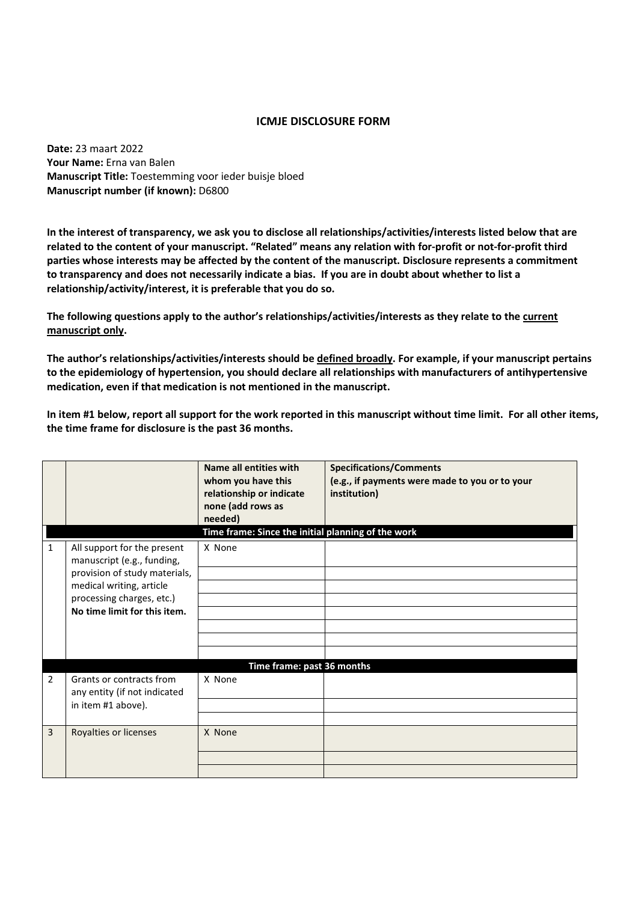## ICMJE DISCLOSURE FORM

**Date:** 23 maart 2022
**Your Name:** Erna van Balen
**Manuscript Title:** Toestemming voor ieder buisje bloed
**Manuscript number (if known):** D6800

**In the interest of transparency, we ask you to disclose all relationships/activities/interests listed below that are related to the content of your manuscript. "Related" means any relation with for-profit or not-for-profit third parties whose interests may be affected by the content of the manuscript. Disclosure represents a commitment to transparency and does not necessarily indicate a bias. If you are in doubt about whether to list a relationship/activity/interest, it is preferable that you do so.**

**The following questions apply to the author's relationships/activities/interests as they relate to the <u>current manuscript only</u>.**

**The author's relationships/activities/interests should be <u>defined broadly</u>. For example, if your manuscript pertains to the epidemiology of hypertension, you should declare all relationships with manufacturers of antihypertensive medication, even if that medication is not mentioned in the manuscript.**

**In item #1 below, report all support for the work reported in this manuscript without time limit. For all other items, the time frame for disclosure is the past 36 months.**

| | | Name all entities with whom you have this relationship or indicate none (add rows as needed) | Specifications/Comments (e.g., if payments were made to you or to your institution) |
|---|---|---|---|
| | | **Time frame: Since the initial planning of the work** | |
| 1 | All support for the present manuscript (e.g., funding, provision of study materials, medical writing, article processing charges, etc.) **No time limit for this item.** | X None | |
| | | | |
| | | | |
| | | | |
| | | | |
| | | | |
| | | | |
| | | | |
| | | **Time frame: past 36 months** | |
| 2 | Grants or contracts from any entity (if not indicated in item #1 above). | X None | |
| | | | |
| | | | |
| 3 | Royalties or licenses | X None | |
| | | | |
| | | | |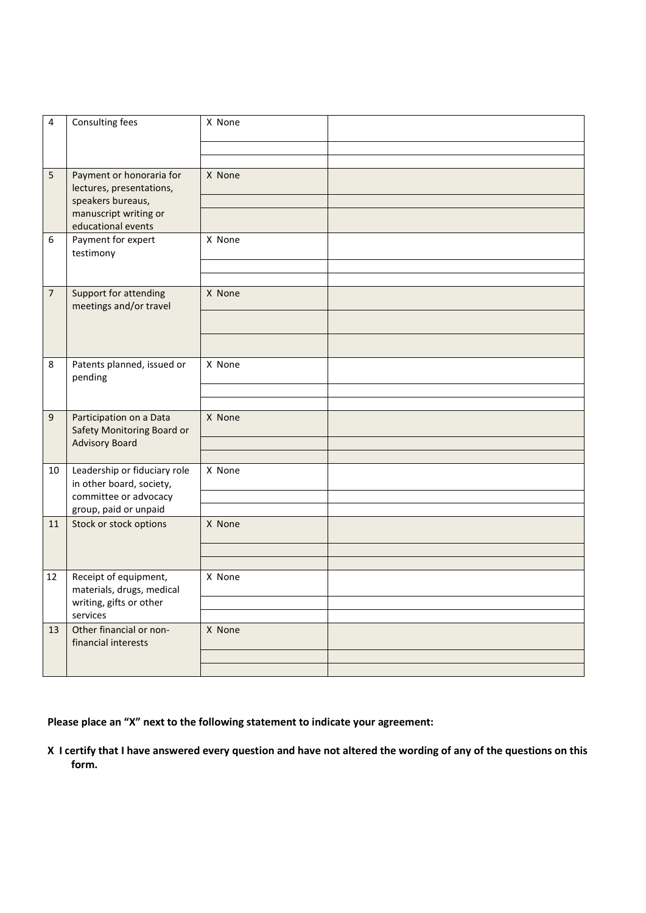| | | | |
|---|---|---|---|
| 4 | Consulting fees | X None | |
| | | | |
| | | | |
| 5 | Payment or honoraria for lectures, presentations, speakers bureaus, manuscript writing or educational events | X None | |
| | | | |
| | | | |
| 6 | Payment for expert testimony | X None | |
| | | | |
| | | | |
| 7 | Support for attending meetings and/or travel | X None | |
| | | | |
| | | | |
| 8 | Patents planned, issued or pending | X None | |
| | | | |
| | | | |
| 9 | Participation on a Data Safety Monitoring Board or Advisory Board | X None | |
| | | | |
| | | | |
| 10 | Leadership or fiduciary role in other board, society, committee or advocacy group, paid or unpaid | X None | |
| | | | |
| | | | |
| 11 | Stock or stock options | X None | |
| | | | |
| | | | |
| 12 | Receipt of equipment, materials, drugs, medical writing, gifts or other services | X None | |
| | | | |
| | | | |
| 13 | Other financial or non-financial interests | X None | |
| | | | |
| | | | |

**Please place an "X" next to the following statement to indicate your agreement:**

**X I certify that I have answered every question and have not altered the wording of any of the questions on this form.**